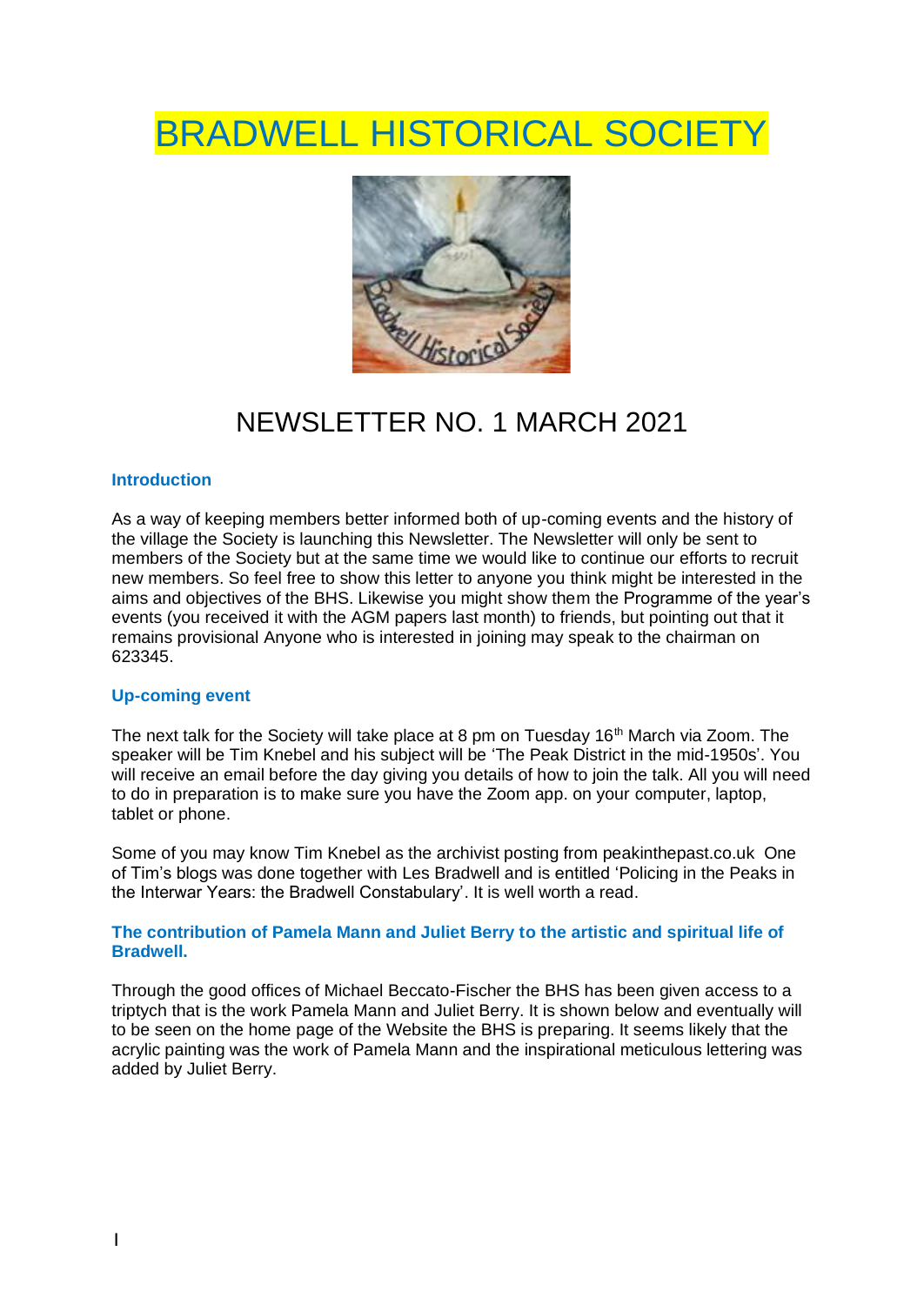# BRADWELL HISTORICAL SOCIETY

## NEWSLETTER NO. 1 MARCH 2021

### Introduction

As a way of keeping members better informed both of up-coming events and the history of the village the Society is launching this Newsletter. The Newsletter will only be sent to members of the Society but at the same time we would like to continue our efforts to recruit new members. So feel free to show this letter to anyone you think might be interested in the aims and objectives of the BHS. Likewise you might show them the Programme of the year's events (you received it with the AGM papers last month) to friends, but pointing out that it remains provisional Anyone who is interested in joining may speak to the chairman on 623345.

### Up-coming event

The next talk for the Society will take place at 8 pm on Tuesday 16th March via Zoom. The speaker will be Tim Knebel and his subject will be 'The Peak District in the mid-1950s'. You will receive an email before the day giving you details of how to join the talk. All you will need to do in preparation is to make sure you have the Zoom app. on your computer, laptop, tablet or phone.

Some of you may know Tim Knebel as the archivist posting from peakinthepast.co.uk One of Tim's blogs was done together with Les Bradwell and is entitled 'Policing in the Peaks in the Interwar Years: the Bradwell Constabulary'. It is well worth a read.

### The contribution of Pamela Mann and Juliet Berry to the artistic and spiritual life of Bradwell.

Through the good offices of Michael Beccato-Fischer the BHS has been given access to a triptych that is the work Pamela Mann and Juliet Berry. It is shown below and eventually will to be seen on the home page of the Website the BHS is preparing. It seems likely that the acrylic painting was the work of Pamela Mann and the inspirational meticulous lettering was added by Juliet Berry.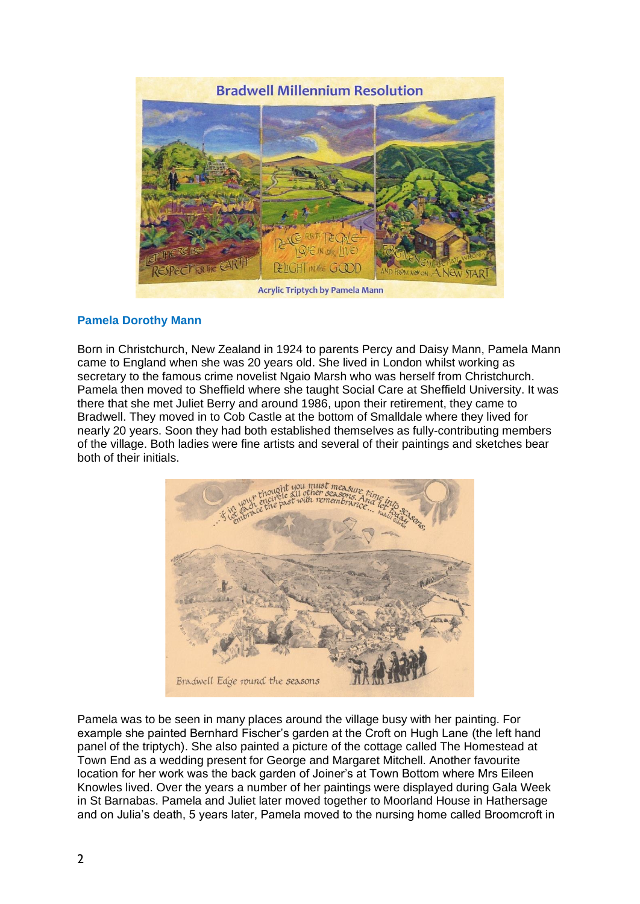Bradwell Millennium Resolution

Acrylic Triptych by Pamela Mann

## Pamela Dorothy Mann

Born in Christchurch, New Zealand in 1924 to parents Percy and Daisy Mann, Pamela Mann came to England when she was 20 years old. She lived in London whilst working as secretary to the famous crime novelist Ngaio Marsh who was herself from Christchurch. Pamela then moved to Sheffield where she taught Social Care at Sheffield University. It was there that she met Juliet Berry and around 1986, upon their retirement, they came to Bradwell. They moved in to Cob Castle at the bottom of Smalldale where they lived for nearly 20 years. Soon they had both established themselves as fully-contributing members of the village. Both ladies were fine artists and several of their paintings and sketches bear both of their initials.

Bradwell Edge round the seasons

Pamela was to be seen in many places around the village busy with her painting. For example she painted Bernhard Fischer's garden at the Croft on Hugh Lane (the left hand panel of the triptych). She also painted a picture of the cottage called The Homestead at Town End as a wedding present for George and Margaret Mitchell. Another favourite location for her work was the back garden of Joiner's at Town Bottom where Mrs Eileen Knowles lived. Over the years a number of her paintings were displayed during Gala Week in St Barnabas. Pamela and Juliet later moved together to Moorland House in Hathersage and on Julia's death, 5 years later, Pamela moved to the nursing home called Broomcroft in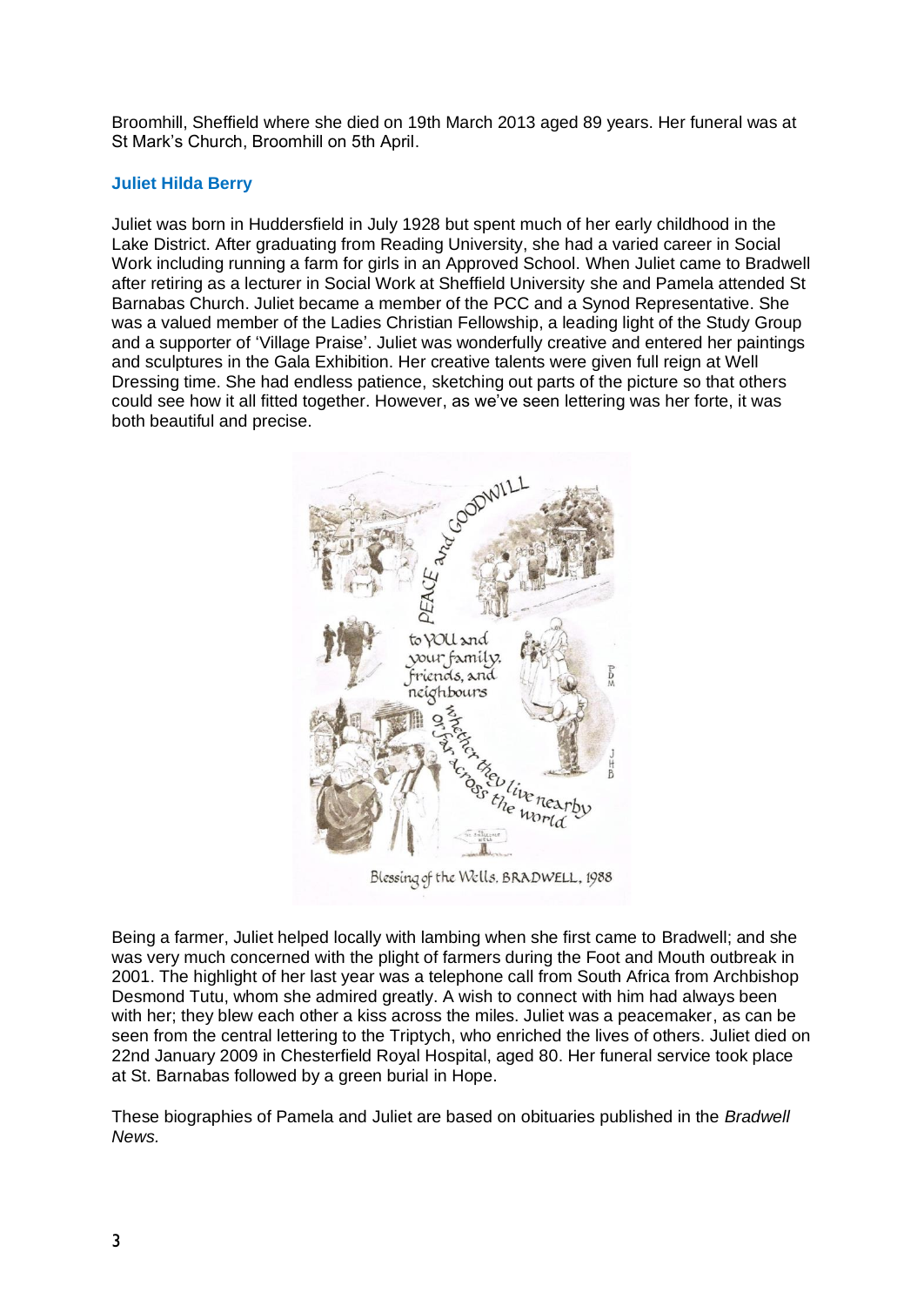Broomhill, Sheffield where she died on 19th March 2013 aged 89 years. Her funeral was at St Mark's Church, Broomhill on 5th April.

### Juliet Hilda Berry

Juliet was born in Huddersfield in July 1928 but spent much of her early childhood in the Lake District. After graduating from Reading University, she had a varied career in Social Work including running a farm for girls in an Approved School. When Juliet came to Bradwell after retiring as a lecturer in Social Work at Sheffield University she and Pamela attended St Barnabas Church. Juliet became a member of the PCC and a Synod Representative. She was a valued member of the Ladies Christian Fellowship, a leading light of the Study Group and a supporter of 'Village Praise'. Juliet was wonderfully creative and entered her paintings and sculptures in the Gala Exhibition. Her creative talents were given full reign at Well Dressing time. She had endless patience, sketching out parts of the picture so that others could see how it all fitted together. However, as we've seen lettering was her forte, it was both beautiful and precise.

PEACE and GOODWILL to YOU and your family, friends, and neighbours whether they live nearby or far across the world

Blessing of the Wells, BRADWELL, 1988

Being a farmer, Juliet helped locally with lambing when she first came to Bradwell; and she was very much concerned with the plight of farmers during the Foot and Mouth outbreak in 2001. The highlight of her last year was a telephone call from South Africa from Archbishop Desmond Tutu, whom she admired greatly. A wish to connect with him had always been with her; they blew each other a kiss across the miles. Juliet was a peacemaker, as can be seen from the central lettering to the Triptych, who enriched the lives of others. Juliet died on 22nd January 2009 in Chesterfield Royal Hospital, aged 80. Her funeral service took place at St. Barnabas followed by a green burial in Hope.

These biographies of Pamela and Juliet are based on obituaries published in the *Bradwell News.*